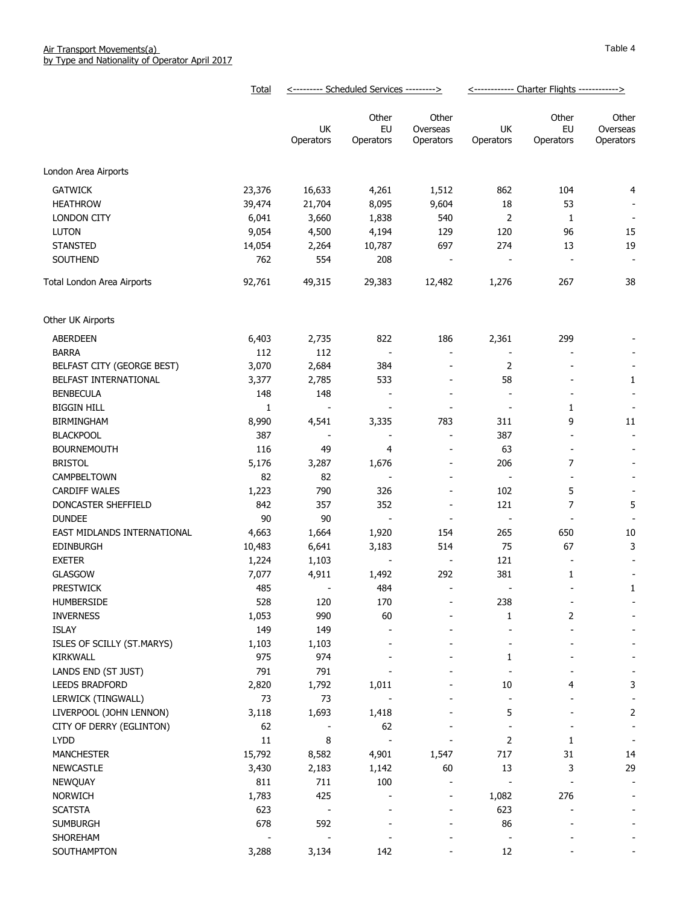Air Transport Movements(a)
by Type and Nationality of Operator April 2017

Table 4

| | Total | Scheduled Services | | | Charter Flights | | |
|---|---|---|---|---|---|---|---|
| | | UK Operators | Other EU Operators | Other Overseas Operators | UK Operators | Other EU Operators | Other Overseas Operators |
| **London Area Airports** | | | | | | | |
| GATWICK | 23,376 | 16,633 | 4,261 | 1,512 | 862 | 104 | 4 |
| HEATHROW | 39,474 | 21,704 | 8,095 | 9,604 | 18 | 53 | - |
| LONDON CITY | 6,041 | 3,660 | 1,838 | 540 | 2 | 1 | - |
| LUTON | 9,054 | 4,500 | 4,194 | 129 | 120 | 96 | 15 |
| STANSTED | 14,054 | 2,264 | 10,787 | 697 | 274 | 13 | 19 |
| SOUTHEND | 762 | 554 | 208 | - | - | - | - |
| Total London Area Airports | 92,761 | 49,315 | 29,383 | 12,482 | 1,276 | 267 | 38 |
| **Other UK Airports** | | | | | | | |
| ABERDEEN | 6,403 | 2,735 | 822 | 186 | 2,361 | 299 | - |
| BARRA | 112 | 112 | - | - | - | - | - |
| BELFAST CITY (GEORGE BEST) | 3,070 | 2,684 | 384 | - | 2 | - | - |
| BELFAST INTERNATIONAL | 3,377 | 2,785 | 533 | - | 58 | - | 1 |
| BENBECULA | 148 | 148 | - | - | - | - | - |
| BIGGIN HILL | 1 | - | - | - | - | 1 | - |
| BIRMINGHAM | 8,990 | 4,541 | 3,335 | 783 | 311 | 9 | 11 |
| BLACKPOOL | 387 | - | - | - | 387 | - | - |
| BOURNEMOUTH | 116 | 49 | 4 | - | 63 | - | - |
| BRISTOL | 5,176 | 3,287 | 1,676 | - | 206 | 7 | - |
| CAMPBELTOWN | 82 | 82 | - | - | - | - | - |
| CARDIFF WALES | 1,223 | 790 | 326 | - | 102 | 5 | - |
| DONCASTER SHEFFIELD | 842 | 357 | 352 | - | 121 | 7 | 5 |
| DUNDEE | 90 | 90 | - | - | - | - | - |
| EAST MIDLANDS INTERNATIONAL | 4,663 | 1,664 | 1,920 | 154 | 265 | 650 | 10 |
| EDINBURGH | 10,483 | 6,641 | 3,183 | 514 | 75 | 67 | 3 |
| EXETER | 1,224 | 1,103 | - | - | 121 | - | - |
| GLASGOW | 7,077 | 4,911 | 1,492 | 292 | 381 | 1 | - |
| PRESTWICK | 485 | - | 484 | - | - | - | 1 |
| HUMBERSIDE | 528 | 120 | 170 | - | 238 | - | - |
| INVERNESS | 1,053 | 990 | 60 | - | 1 | 2 | - |
| ISLAY | 149 | 149 | - | - | - | - | - |
| ISLES OF SCILLY (ST.MARYS) | 1,103 | 1,103 | - | - | - | - | - |
| KIRKWALL | 975 | 974 | - | - | 1 | - | - |
| LANDS END (ST JUST) | 791 | 791 | - | - | - | - | - |
| LEEDS BRADFORD | 2,820 | 1,792 | 1,011 | - | 10 | 4 | 3 |
| LERWICK (TINGWALL) | 73 | 73 | - | - | - | - | - |
| LIVERPOOL (JOHN LENNON) | 3,118 | 1,693 | 1,418 | - | 5 | - | 2 |
| CITY OF DERRY (EGLINTON) | 62 | - | 62 | - | - | - | - |
| LYDD | 11 | 8 | - | - | 2 | 1 | - |
| MANCHESTER | 15,792 | 8,582 | 4,901 | 1,547 | 717 | 31 | 14 |
| NEWCASTLE | 3,430 | 2,183 | 1,142 | 60 | 13 | 3 | 29 |
| NEWQUAY | 811 | 711 | 100 | - | - | - | - |
| NORWICH | 1,783 | 425 | - | - | 1,082 | 276 | - |
| SCATSTA | 623 | - | - | - | 623 | - | - |
| SUMBURGH | 678 | 592 | - | - | 86 | - | - |
| SHOREHAM | - | - | - | - | - | - | - |
| SOUTHAMPTON | 3,288 | 3,134 | 142 | - | 12 | - | - |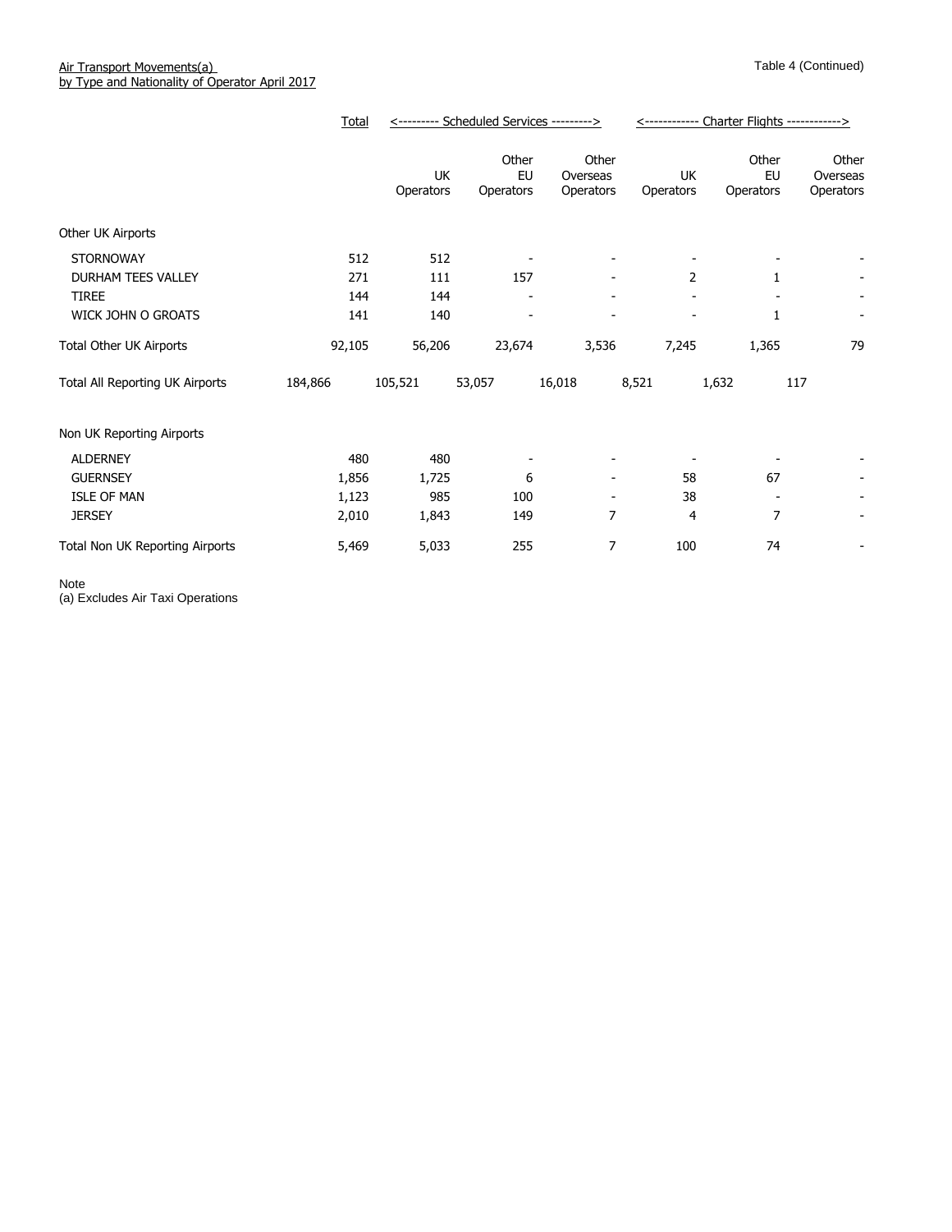Air Transport Movements(a)
by Type and Nationality of Operator April 2017

Table 4 (Continued)

| | Total | Scheduled Services | | | Charter Flights | | |
|---|---|---|---|---|---|---|---|
| | | UK Operators | Other EU Operators | Other Overseas Operators | UK Operators | Other EU Operators | Other Overseas Operators |
| Other UK Airports | | | | | | | |
| STORNOWAY | 512 | 512 | - | - | - | - | - |
| DURHAM TEES VALLEY | 271 | 111 | 157 | - | 2 | 1 | - |
| TIREE | 144 | 144 | - | - | - | - | - |
| WICK JOHN O GROATS | 141 | 140 | - | - | - | 1 | - |
| Total Other UK Airports | 92,105 | 56,206 | 23,674 | 3,536 | 7,245 | 1,365 | 79 |
| Total All Reporting UK Airports | 184,866 | 105,521 | 53,057 | 16,018 | 8,521 | 1,632 | 117 |
| Non UK Reporting Airports | | | | | | | |
| ALDERNEY | 480 | 480 | - | - | - | - | - |
| GUERNSEY | 1,856 | 1,725 | 6 | - | 58 | 67 | - |
| ISLE OF MAN | 1,123 | 985 | 100 | - | 38 | - | - |
| JERSEY | 2,010 | 1,843 | 149 | 7 | 4 | 7 | - |
| Total Non UK Reporting Airports | 5,469 | 5,033 | 255 | 7 | 100 | 74 | - |

Note
(a) Excludes Air Taxi Operations